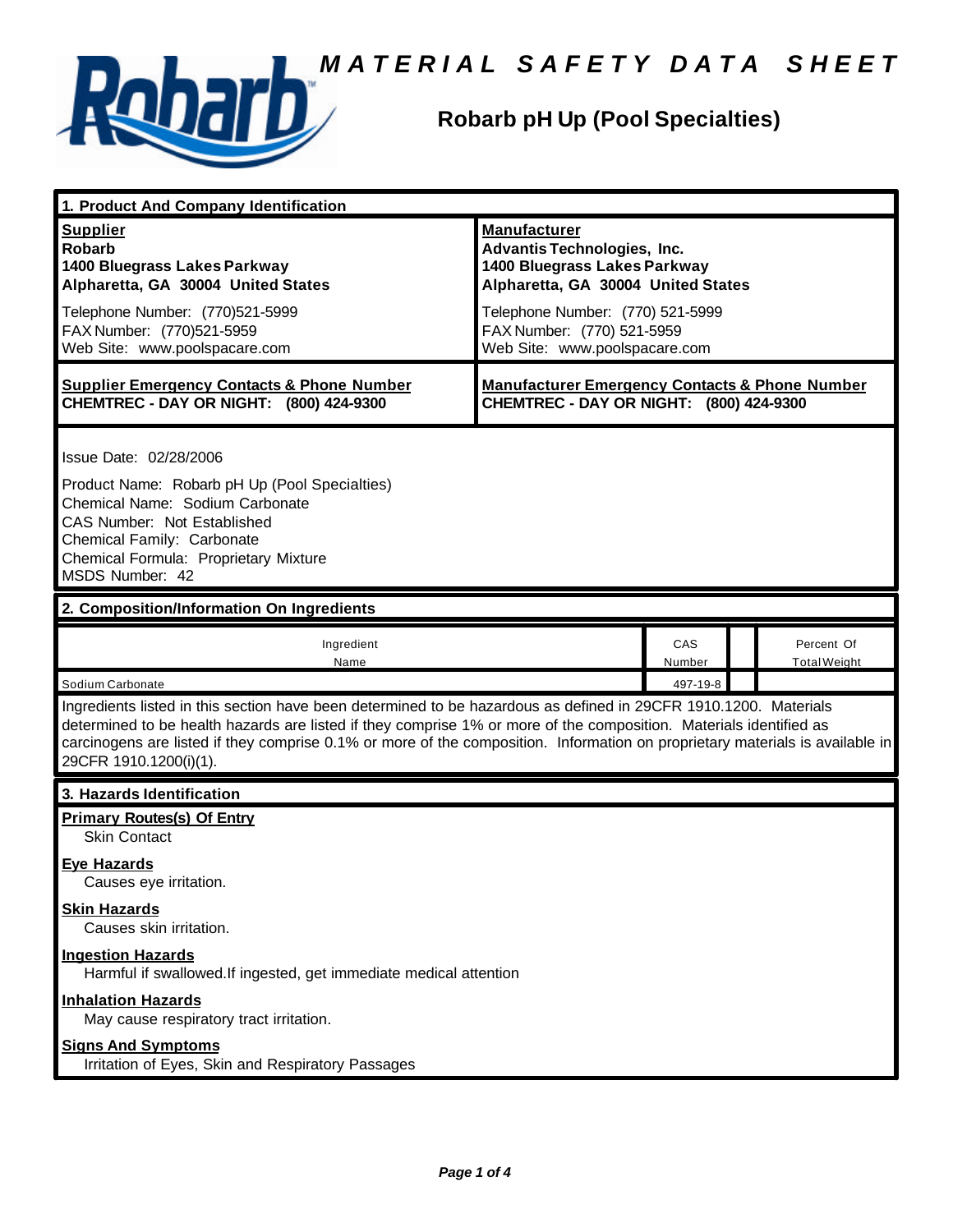# MATERIAL SAFETY DATA SHEET

## Robarb pH Up (Pool Specialties)

### 1. Product And Company Identification

| **Supplier** | **Manufacturer** |
|---|---|
| **Robarb** | **Advantis Technologies, Inc.** |
| **1400 Bluegrass Lakes Parkway** | **1400 Bluegrass Lakes Parkway** |
| **Alpharetta, GA 30004 United States** | **Alpharetta, GA 30004 United States** |
| Telephone Number: (770)521-5999 | Telephone Number: (770) 521-5999 |
| FAX Number: (770)521-5959 | FAX Number: (770) 521-5959 |
| Web Site: www.poolspacare.com | Web Site: www.poolspacare.com |

| **Supplier Emergency Contacts & Phone Number** | **Manufacturer Emergency Contacts & Phone Number** |
|---|---|
| **CHEMTREC - DAY OR NIGHT: (800) 424-9300** | **CHEMTREC - DAY OR NIGHT: (800) 424-9300** |

Issue Date: 02/28/2006

Product Name: Robarb pH Up (Pool Specialties)
Chemical Name: Sodium Carbonate
CAS Number: Not Established
Chemical Family: Carbonate
Chemical Formula: Proprietary Mixture
MSDS Number: 42

### 2. Composition/Information On Ingredients

| Ingredient Name | CAS Number | | Percent Of Total Weight |
|---|---|---|---|
| Sodium Carbonate | 497-19-8 | | |

Ingredients listed in this section have been determined to be hazardous as defined in 29CFR 1910.1200. Materials determined to be health hazards are listed if they comprise 1% or more of the composition. Materials identified as carcinogens are listed if they comprise 0.1% or more of the composition. Information on proprietary materials is available in 29CFR 1910.1200(i)(1).

### 3. Hazards Identification

**Primary Routes(s) Of Entry**
Skin Contact

**Eye Hazards**
Causes eye irritation.

**Skin Hazards**
Causes skin irritation.

**Ingestion Hazards**
Harmful if swallowed.If ingested, get immediate medical attention

**Inhalation Hazards**
May cause respiratory tract irritation.

**Signs And Symptoms**
Irritation of Eyes, Skin and Respiratory Passages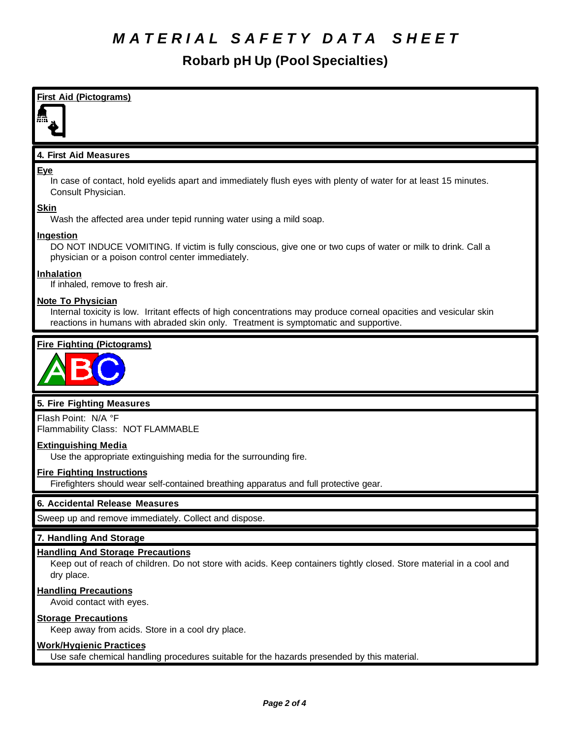# MATERIAL SAFETY DATA SHEET

## Robarb pH Up (Pool Specialties)

### First Aid (Pictograms)

### 4. First Aid Measures

**Eye**

In case of contact, hold eyelids apart and immediately flush eyes with plenty of water for at least 15 minutes. Consult Physician.

**Skin**

Wash the affected area under tepid running water using a mild soap.

**Ingestion**

DO NOT INDUCE VOMITING. If victim is fully conscious, give one or two cups of water or milk to drink. Call a physician or a poison control center immediately.

**Inhalation**

If inhaled, remove to fresh air.

**Note To Physician**

Internal toxicity is low. Irritant effects of high concentrations may produce corneal opacities and vesicular skin reactions in humans with abraded skin only. Treatment is symptomatic and supportive.

### Fire Fighting (Pictograms)

### 5. Fire Fighting Measures

Flash Point: N/A °F
Flammability Class: NOT FLAMMABLE

**Extinguishing Media**

Use the appropriate extinguishing media for the surrounding fire.

**Fire Fighting Instructions**

Firefighters should wear self-contained breathing apparatus and full protective gear.

### 6. Accidental Release Measures

Sweep up and remove immediately. Collect and dispose.

### 7. Handling And Storage

**Handling And Storage Precautions**

Keep out of reach of children. Do not store with acids. Keep containers tightly closed. Store material in a cool and dry place.

**Handling Precautions**

Avoid contact with eyes.

**Storage Precautions**

Keep away from acids. Store in a cool dry place.

**Work/Hygienic Practices**

Use safe chemical handling procedures suitable for the hazards presended by this material.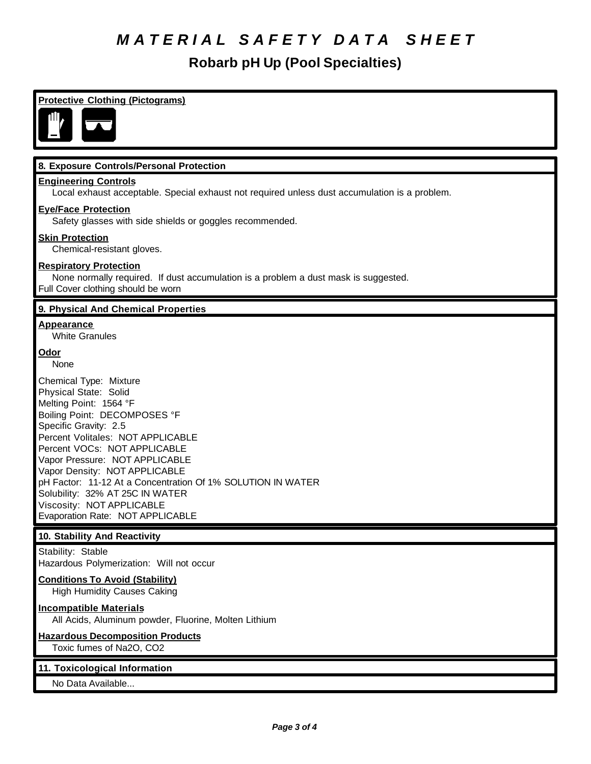# MATERIAL SAFETY DATA SHEET

## Robarb pH Up (Pool Specialties)

**Protective Clothing (Pictograms)**

### 8. Exposure Controls/Personal Protection

**Engineering Controls**

Local exhaust acceptable. Special exhaust not required unless dust accumulation is a problem.

**Eye/Face Protection**

Safety glasses with side shields or goggles recommended.

**Skin Protection**

Chemical-resistant gloves.

**Respiratory Protection**

None normally required. If dust accumulation is a problem a dust mask is suggested.

Full Cover clothing should be worn

### 9. Physical And Chemical Properties

**Appearance**

White Granules

**Odor**

None

Chemical Type: Mixture
Physical State: Solid
Melting Point: 1564 °F
Boiling Point: DECOMPOSES °F
Specific Gravity: 2.5
Percent Volitales: NOT APPLICABLE
Percent VOCs: NOT APPLICABLE
Vapor Pressure: NOT APPLICABLE
Vapor Density: NOT APPLICABLE
pH Factor: 11-12 At a Concentration Of 1% SOLUTION IN WATER
Solubility: 32% AT 25C IN WATER
Viscosity: NOT APPLICABLE
Evaporation Rate: NOT APPLICABLE

### 10. Stability And Reactivity

Stability: Stable
Hazardous Polymerization: Will not occur

**Conditions To Avoid (Stability)**

High Humidity Causes Caking

**Incompatible Materials**

All Acids, Aluminum powder, Fluorine, Molten Lithium

**Hazardous Decomposition Products**

Toxic fumes of $Na_2O$, $CO_2$

### 11. Toxicological Information

No Data Available...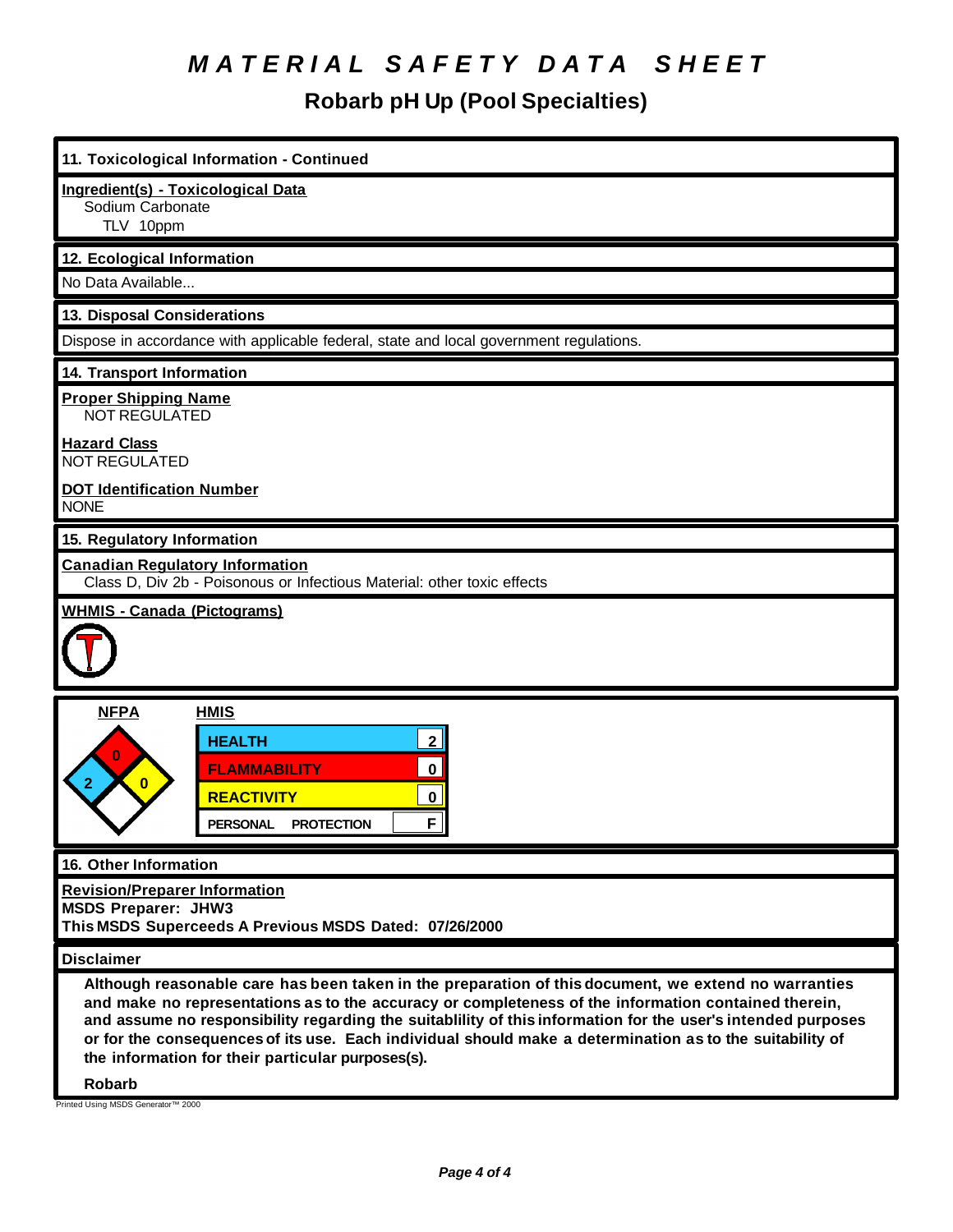# MATERIAL SAFETY DATA SHEET

## Robarb pH Up (Pool Specialties)

### 11. Toxicological Information - Continued

**Ingredient(s) - Toxicological Data**

Sodium Carbonate

TLV 10ppm

### 12. Ecological Information

No Data Available...

### 13. Disposal Considerations

Dispose in accordance with applicable federal, state and local government regulations.

### 14. Transport Information

**Proper Shipping Name**

NOT REGULATED

**Hazard Class**

NOT REGULATED

**DOT Identification Number**

NONE

### 15. Regulatory Information

**Canadian Regulatory Information**

Class D, Div 2b - Poisonous or Infectious Material: other toxic effects

**WHMIS - Canada (Pictograms)**

**NFPA**

0

2 0

**HMIS**

| | |
|---|---|
| HEALTH | 2 |
| FLAMMABILITY | 0 |
| REACTIVITY | 0 |
| PERSONAL PROTECTION | F |

### 16. Other Information

**Revision/Preparer Information**

**MSDS Preparer: JHW3**

**This MSDS Superceeds A Previous MSDS Dated: 07/26/2000**

### Disclaimer

**Although reasonable care has been taken in the preparation of this document, we extend no warranties and make no representations as to the accuracy or completeness of the information contained therein, and assume no responsibility regarding the suitablility of this information for the user's intended purposes or for the consequences of its use. Each individual should make a determination as to the suitability of the information for their particular purposes(s).**

**Robarb**

Printed Using MSDS Generator™ 2000